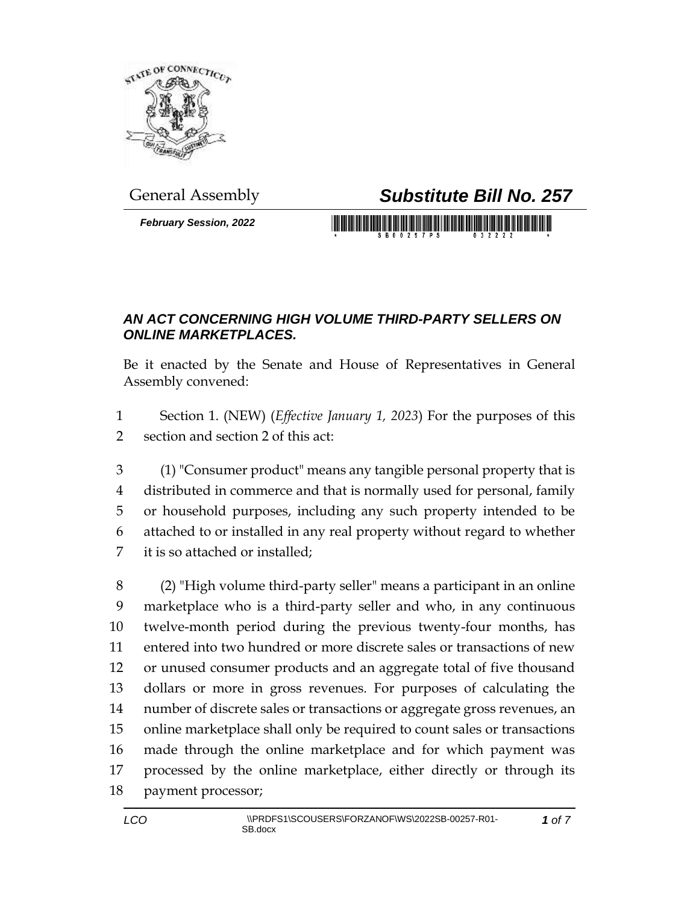General Assembly

# *Substitute Bill No. 257*

***February Session, 2022***

## *AN ACT CONCERNING HIGH VOLUME THIRD-PARTY SELLERS ON ONLINE MARKETPLACES.*

Be it enacted by the Senate and House of Representatives in General Assembly convened:

1 Section 1. (NEW) (*Effective January 1, 2023*) For the purposes of this
2 section and section 2 of this act:

3 (1) "Consumer product" means any tangible personal property that is
4 distributed in commerce and that is normally used for personal, family
5 or household purposes, including any such property intended to be
6 attached to or installed in any real property without regard to whether
7 it is so attached or installed;

8 (2) "High volume third-party seller" means a participant in an online
9 marketplace who is a third-party seller and who, in any continuous
10 twelve-month period during the previous twenty-four months, has
11 entered into two hundred or more discrete sales or transactions of new
12 or unused consumer products and an aggregate total of five thousand
13 dollars or more in gross revenues. For purposes of calculating the
14 number of discrete sales or transactions or aggregate gross revenues, an
15 online marketplace shall only be required to count sales or transactions
16 made through the online marketplace and for which payment was
17 processed by the online marketplace, either directly or through its
18 payment processor;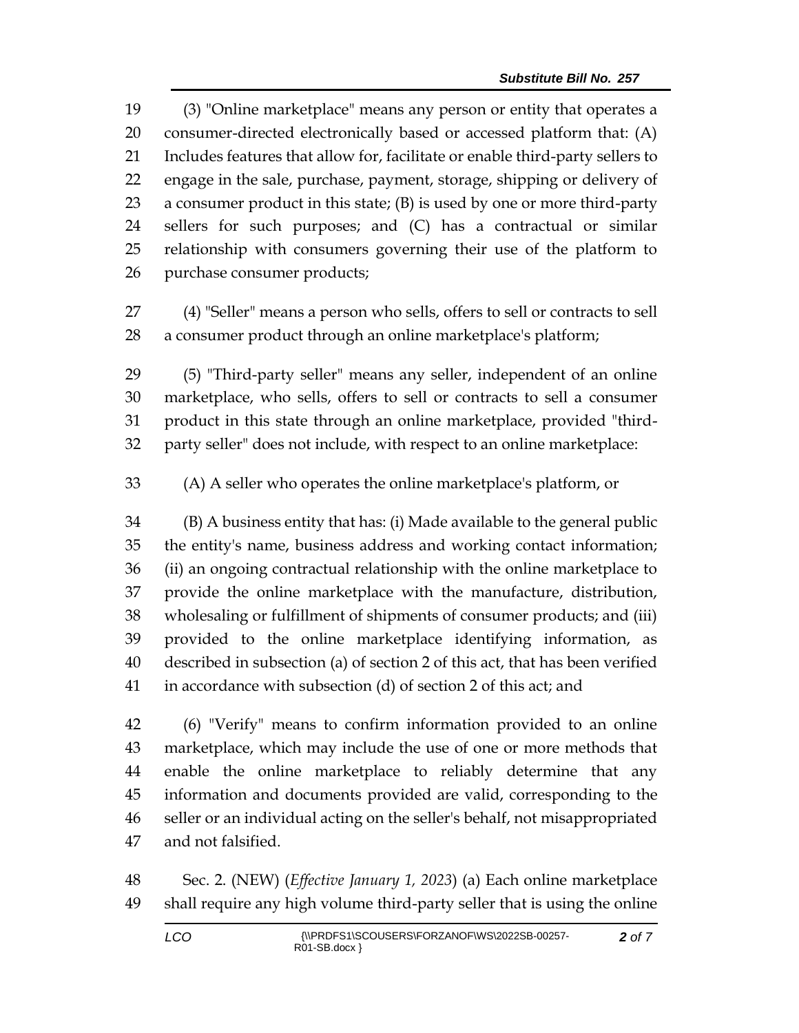(3) "Online marketplace" means any person or entity that operates a consumer-directed electronically based or accessed platform that: (A) Includes features that allow for, facilitate or enable third-party sellers to engage in the sale, purchase, payment, storage, shipping or delivery of a consumer product in this state; (B) is used by one or more third-party sellers for such purposes; and (C) has a contractual or similar relationship with consumers governing their use of the platform to purchase consumer products;

(4) "Seller" means a person who sells, offers to sell or contracts to sell a consumer product through an online marketplace's platform;

(5) "Third-party seller" means any seller, independent of an online marketplace, who sells, offers to sell or contracts to sell a consumer product in this state through an online marketplace, provided "third-party seller" does not include, with respect to an online marketplace:

(A) A seller who operates the online marketplace's platform, or

(B) A business entity that has: (i) Made available to the general public the entity's name, business address and working contact information; (ii) an ongoing contractual relationship with the online marketplace to provide the online marketplace with the manufacture, distribution, wholesaling or fulfillment of shipments of consumer products; and (iii) provided to the online marketplace identifying information, as described in subsection (a) of section 2 of this act, that has been verified in accordance with subsection (d) of section 2 of this act; and

(6) "Verify" means to confirm information provided to an online marketplace, which may include the use of one or more methods that enable the online marketplace to reliably determine that any information and documents provided are valid, corresponding to the seller or an individual acting on the seller's behalf, not misappropriated and not falsified.

Sec. 2. (NEW) (*Effective January 1, 2023*) (a) Each online marketplace shall require any high volume third-party seller that is using the online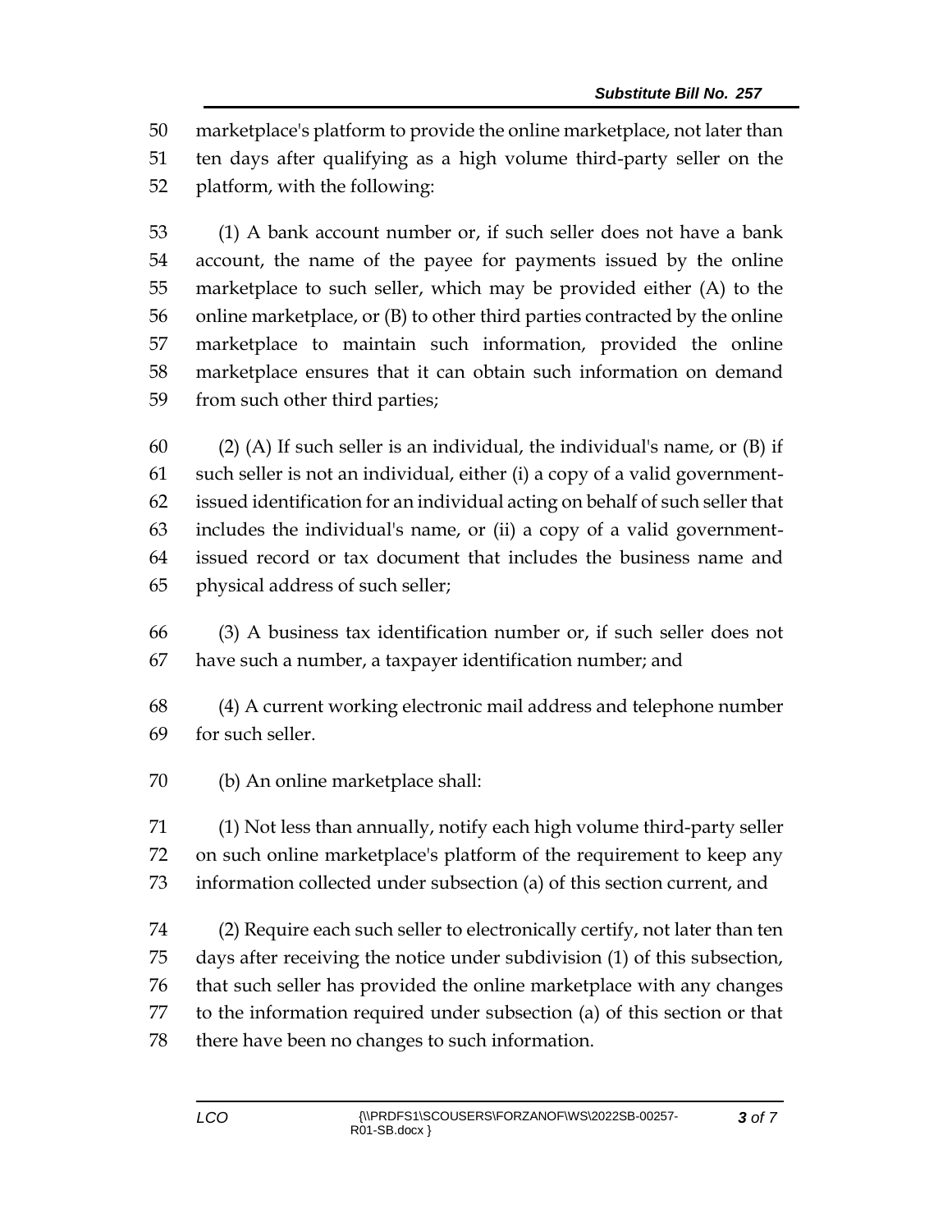marketplace's platform to provide the online marketplace, not later than ten days after qualifying as a high volume third-party seller on the platform, with the following:

(1) A bank account number or, if such seller does not have a bank account, the name of the payee for payments issued by the online marketplace to such seller, which may be provided either (A) to the online marketplace, or (B) to other third parties contracted by the online marketplace to maintain such information, provided the online marketplace ensures that it can obtain such information on demand from such other third parties;

(2) (A) If such seller is an individual, the individual's name, or (B) if such seller is not an individual, either (i) a copy of a valid government-issued identification for an individual acting on behalf of such seller that includes the individual's name, or (ii) a copy of a valid government-issued record or tax document that includes the business name and physical address of such seller;

(3) A business tax identification number or, if such seller does not have such a number, a taxpayer identification number; and

(4) A current working electronic mail address and telephone number for such seller.

(b) An online marketplace shall:

(1) Not less than annually, notify each high volume third-party seller on such online marketplace's platform of the requirement to keep any information collected under subsection (a) of this section current, and

(2) Require each such seller to electronically certify, not later than ten days after receiving the notice under subdivision (1) of this subsection, that such seller has provided the online marketplace with any changes to the information required under subsection (a) of this section or that there have been no changes to such information.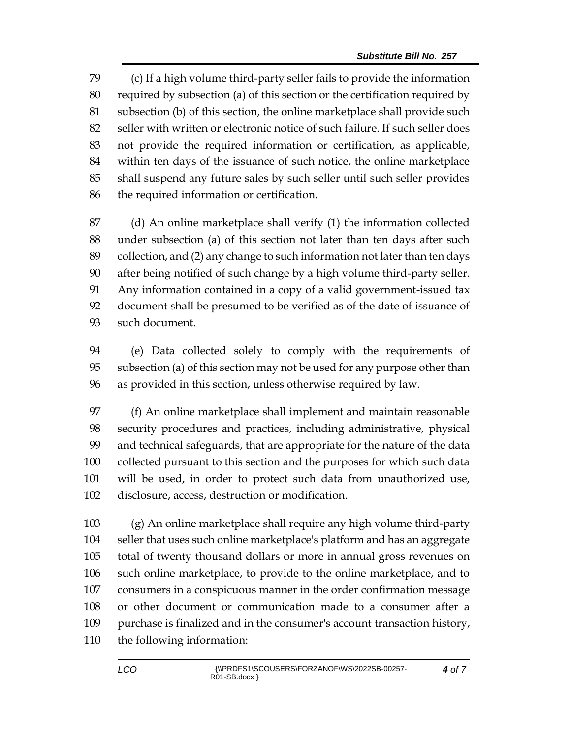(c) If a high volume third-party seller fails to provide the information required by subsection (a) of this section or the certification required by subsection (b) of this section, the online marketplace shall provide such seller with written or electronic notice of such failure. If such seller does not provide the required information or certification, as applicable, within ten days of the issuance of such notice, the online marketplace shall suspend any future sales by such seller until such seller provides the required information or certification.

(d) An online marketplace shall verify (1) the information collected under subsection (a) of this section not later than ten days after such collection, and (2) any change to such information not later than ten days after being notified of such change by a high volume third-party seller. Any information contained in a copy of a valid government-issued tax document shall be presumed to be verified as of the date of issuance of such document.

(e) Data collected solely to comply with the requirements of subsection (a) of this section may not be used for any purpose other than as provided in this section, unless otherwise required by law.

(f) An online marketplace shall implement and maintain reasonable security procedures and practices, including administrative, physical and technical safeguards, that are appropriate for the nature of the data collected pursuant to this section and the purposes for which such data will be used, in order to protect such data from unauthorized use, disclosure, access, destruction or modification.

(g) An online marketplace shall require any high volume third-party seller that uses such online marketplace's platform and has an aggregate total of twenty thousand dollars or more in annual gross revenues on such online marketplace, to provide to the online marketplace, and to consumers in a conspicuous manner in the order confirmation message or other document or communication made to a consumer after a purchase is finalized and in the consumer's account transaction history, the following information: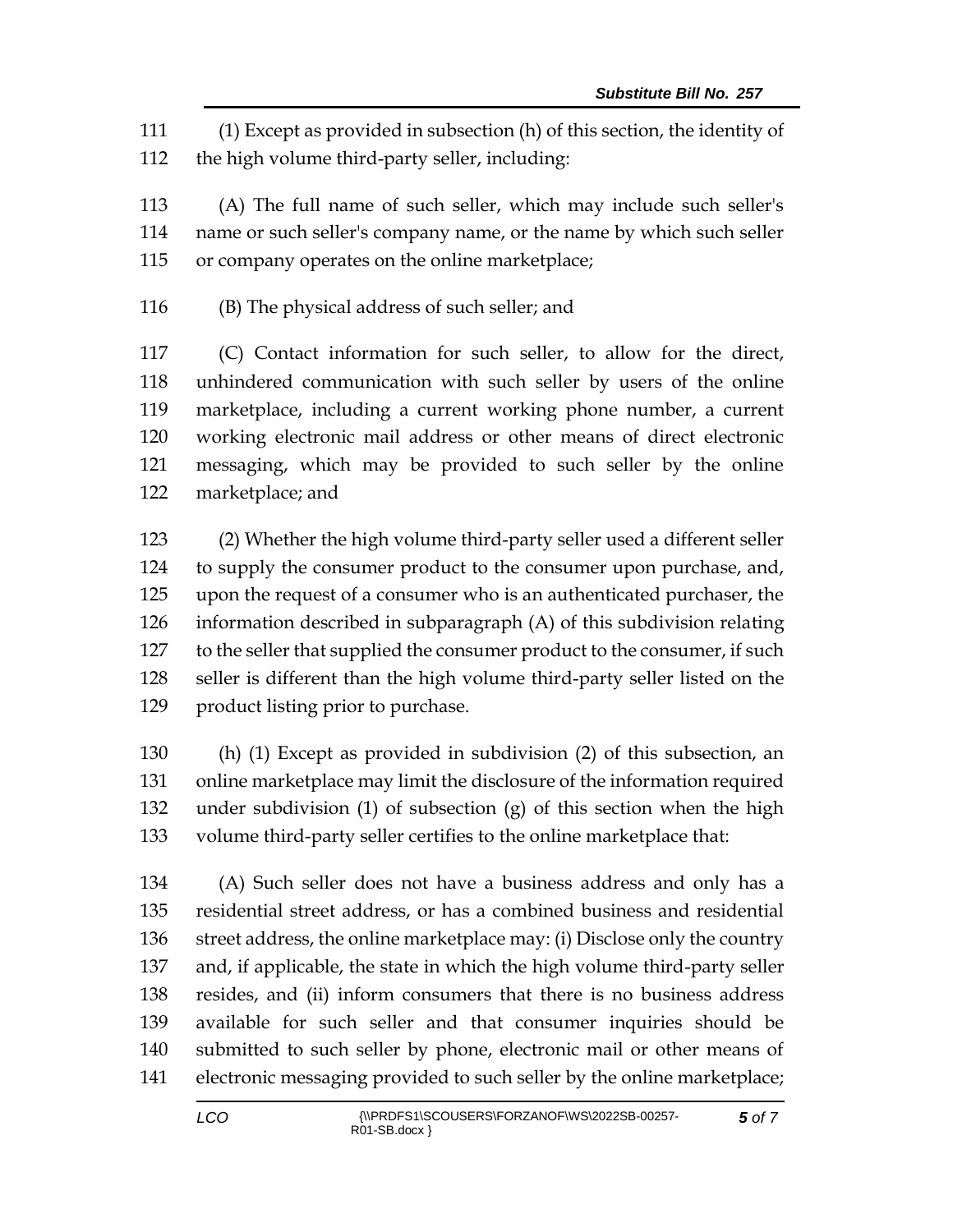(1) Except as provided in subsection (h) of this section, the identity of the high volume third-party seller, including:

(A) The full name of such seller, which may include such seller's name or such seller's company name, or the name by which such seller or company operates on the online marketplace;

(B) The physical address of such seller; and

(C) Contact information for such seller, to allow for the direct, unhindered communication with such seller by users of the online marketplace, including a current working phone number, a current working electronic mail address or other means of direct electronic messaging, which may be provided to such seller by the online marketplace; and

(2) Whether the high volume third-party seller used a different seller to supply the consumer product to the consumer upon purchase, and, upon the request of a consumer who is an authenticated purchaser, the information described in subparagraph (A) of this subdivision relating to the seller that supplied the consumer product to the consumer, if such seller is different than the high volume third-party seller listed on the product listing prior to purchase.

(h) (1) Except as provided in subdivision (2) of this subsection, an online marketplace may limit the disclosure of the information required under subdivision (1) of subsection (g) of this section when the high volume third-party seller certifies to the online marketplace that:

(A) Such seller does not have a business address and only has a residential street address, or has a combined business and residential street address, the online marketplace may: (i) Disclose only the country and, if applicable, the state in which the high volume third-party seller resides, and (ii) inform consumers that there is no business address available for such seller and that consumer inquiries should be submitted to such seller by phone, electronic mail or other means of electronic messaging provided to such seller by the online marketplace;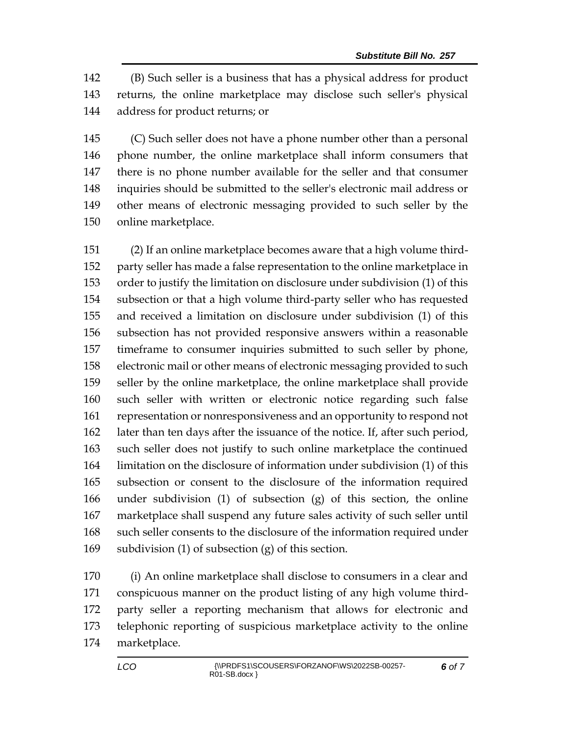(B) Such seller is a business that has a physical address for product returns, the online marketplace may disclose such seller's physical address for product returns; or

(C) Such seller does not have a phone number other than a personal phone number, the online marketplace shall inform consumers that there is no phone number available for the seller and that consumer inquiries should be submitted to the seller's electronic mail address or other means of electronic messaging provided to such seller by the online marketplace.

(2) If an online marketplace becomes aware that a high volume third-party seller has made a false representation to the online marketplace in order to justify the limitation on disclosure under subdivision (1) of this subsection or that a high volume third-party seller who has requested and received a limitation on disclosure under subdivision (1) of this subsection has not provided responsive answers within a reasonable timeframe to consumer inquiries submitted to such seller by phone, electronic mail or other means of electronic messaging provided to such seller by the online marketplace, the online marketplace shall provide such seller with written or electronic notice regarding such false representation or nonresponsiveness and an opportunity to respond not later than ten days after the issuance of the notice. If, after such period, such seller does not justify to such online marketplace the continued limitation on the disclosure of information under subdivision (1) of this subsection or consent to the disclosure of the information required under subdivision (1) of subsection (g) of this section, the online marketplace shall suspend any future sales activity of such seller until such seller consents to the disclosure of the information required under subdivision (1) of subsection (g) of this section.

(i) An online marketplace shall disclose to consumers in a clear and conspicuous manner on the product listing of any high volume third-party seller a reporting mechanism that allows for electronic and telephonic reporting of suspicious marketplace activity to the online marketplace.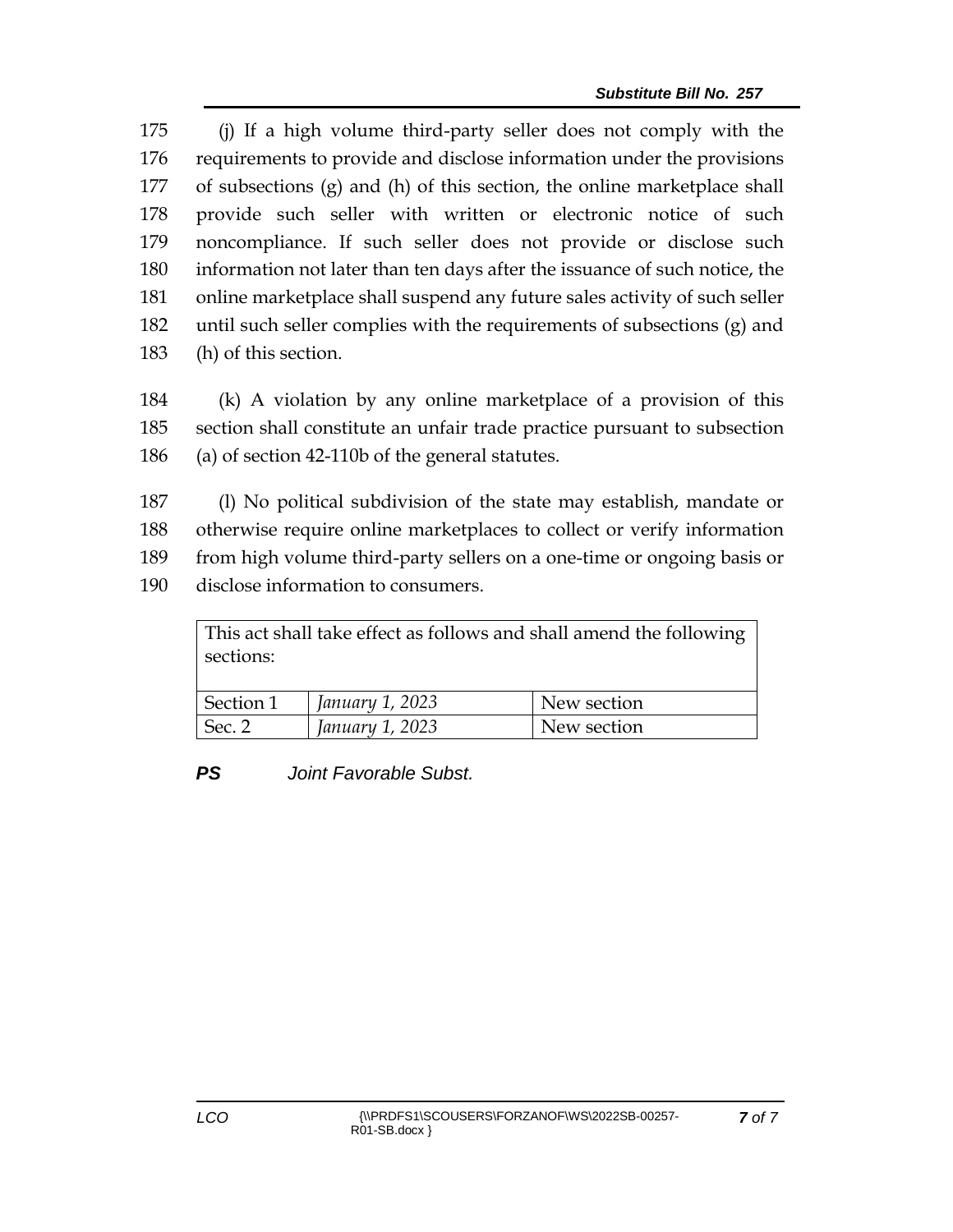175 (j) If a high volume third-party seller does not comply with the
176 requirements to provide and disclose information under the provisions
177 of subsections (g) and (h) of this section, the online marketplace shall
178 provide such seller with written or electronic notice of such
179 noncompliance. If such seller does not provide or disclose such
180 information not later than ten days after the issuance of such notice, the
181 online marketplace shall suspend any future sales activity of such seller
182 until such seller complies with the requirements of subsections (g) and
183 (h) of this section.

184 (k) A violation by any online marketplace of a provision of this
185 section shall constitute an unfair trade practice pursuant to subsection
186 (a) of section 42-110b of the general statutes.

187 (l) No political subdivision of the state may establish, mandate or
188 otherwise require online marketplaces to collect or verify information
189 from high volume third-party sellers on a one-time or ongoing basis or
190 disclose information to consumers.

| This act shall take effect as follows and shall amend the following sections: | | |
|---|---|---|
| Section 1 | *January 1, 2023* | New section |
| Sec. 2 | *January 1, 2023* | New section |

***PS*** *Joint Favorable Subst.*